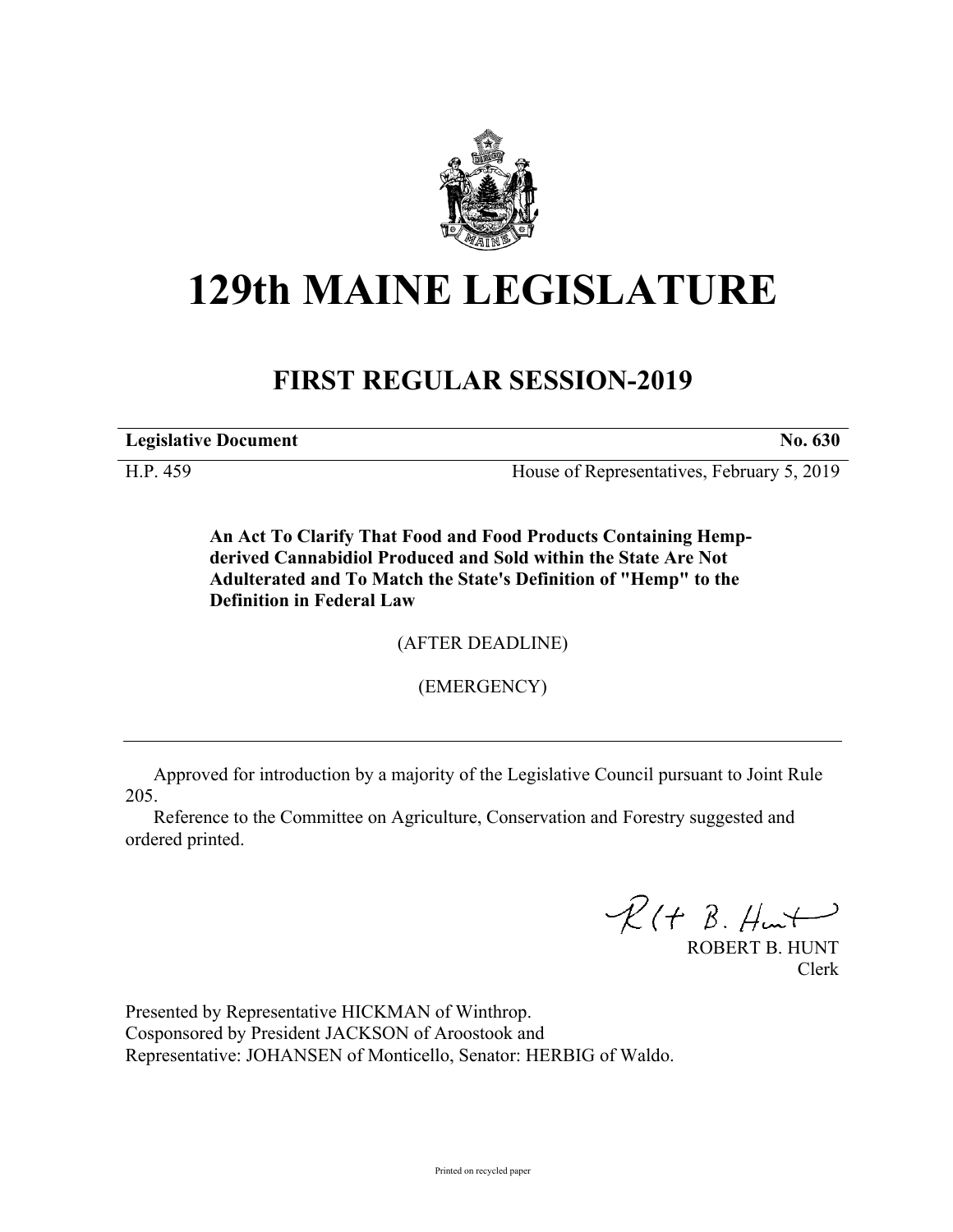# 129th MAINE LEGISLATURE

## FIRST REGULAR SESSION-2019

**Legislative Document** **No. 630**

H.P. 459 House of Representatives, February 5, 2019

**An Act To Clarify That Food and Food Products Containing Hemp-derived Cannabidiol Produced and Sold within the State Are Not Adulterated and To Match the State's Definition of "Hemp" to the Definition in Federal Law**

(AFTER DEADLINE)

(EMERGENCY)

---

Approved for introduction by a majority of the Legislative Council pursuant to Joint Rule 205.

Reference to the Committee on Agriculture, Conservation and Forestry suggested and ordered printed.

ROBERT B. HUNT
Clerk

Presented by Representative HICKMAN of Winthrop.
Cosponsored by President JACKSON of Aroostook and
Representative: JOHANSEN of Monticello, Senator: HERBIG of Waldo.

Printed on recycled paper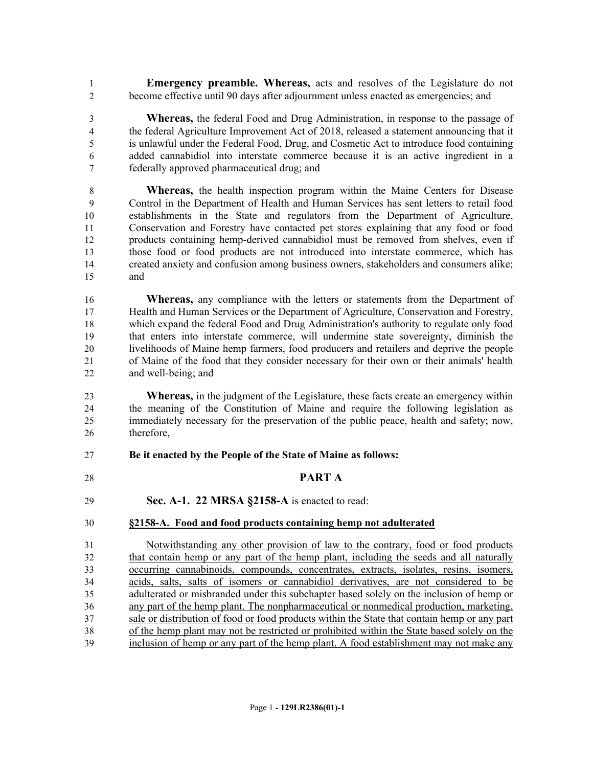**Emergency preamble. Whereas,** acts and resolves of the Legislature do not become effective until 90 days after adjournment unless enacted as emergencies; and

**Whereas,** the federal Food and Drug Administration, in response to the passage of the federal Agriculture Improvement Act of 2018, released a statement announcing that it is unlawful under the Federal Food, Drug, and Cosmetic Act to introduce food containing added cannabidiol into interstate commerce because it is an active ingredient in a federally approved pharmaceutical drug; and

**Whereas,** the health inspection program within the Maine Centers for Disease Control in the Department of Health and Human Services has sent letters to retail food establishments in the State and regulators from the Department of Agriculture, Conservation and Forestry have contacted pet stores explaining that any food or food products containing hemp-derived cannabidiol must be removed from shelves, even if those food or food products are not introduced into interstate commerce, which has created anxiety and confusion among business owners, stakeholders and consumers alike; and

**Whereas,** any compliance with the letters or statements from the Department of Health and Human Services or the Department of Agriculture, Conservation and Forestry, which expand the federal Food and Drug Administration's authority to regulate only food that enters into interstate commerce, will undermine state sovereignty, diminish the livelihoods of Maine hemp farmers, food producers and retailers and deprive the people of Maine of the food that they consider necessary for their own or their animals' health and well-being; and

**Whereas,** in the judgment of the Legislature, these facts create an emergency within the meaning of the Constitution of Maine and require the following legislation as immediately necessary for the preservation of the public peace, health and safety; now, therefore,

**Be it enacted by the People of the State of Maine as follows:**

## PART A

**Sec. A-1. 22 MRSA §2158-A** is enacted to read:

**§2158-A. Food and food products containing hemp not adulterated**

Notwithstanding any other provision of law to the contrary, food or food products that contain hemp or any part of the hemp plant, including the seeds and all naturally occurring cannabinoids, compounds, concentrates, extracts, isolates, resins, isomers, acids, salts, salts of isomers or cannabidiol derivatives, are not considered to be adulterated or misbranded under this subchapter based solely on the inclusion of hemp or any part of the hemp plant. The nonpharmaceutical or nonmedical production, marketing, sale or distribution of food or food products within the State that contain hemp or any part of the hemp plant may not be restricted or prohibited within the State based solely on the inclusion of hemp or any part of the hemp plant. A food establishment may not make any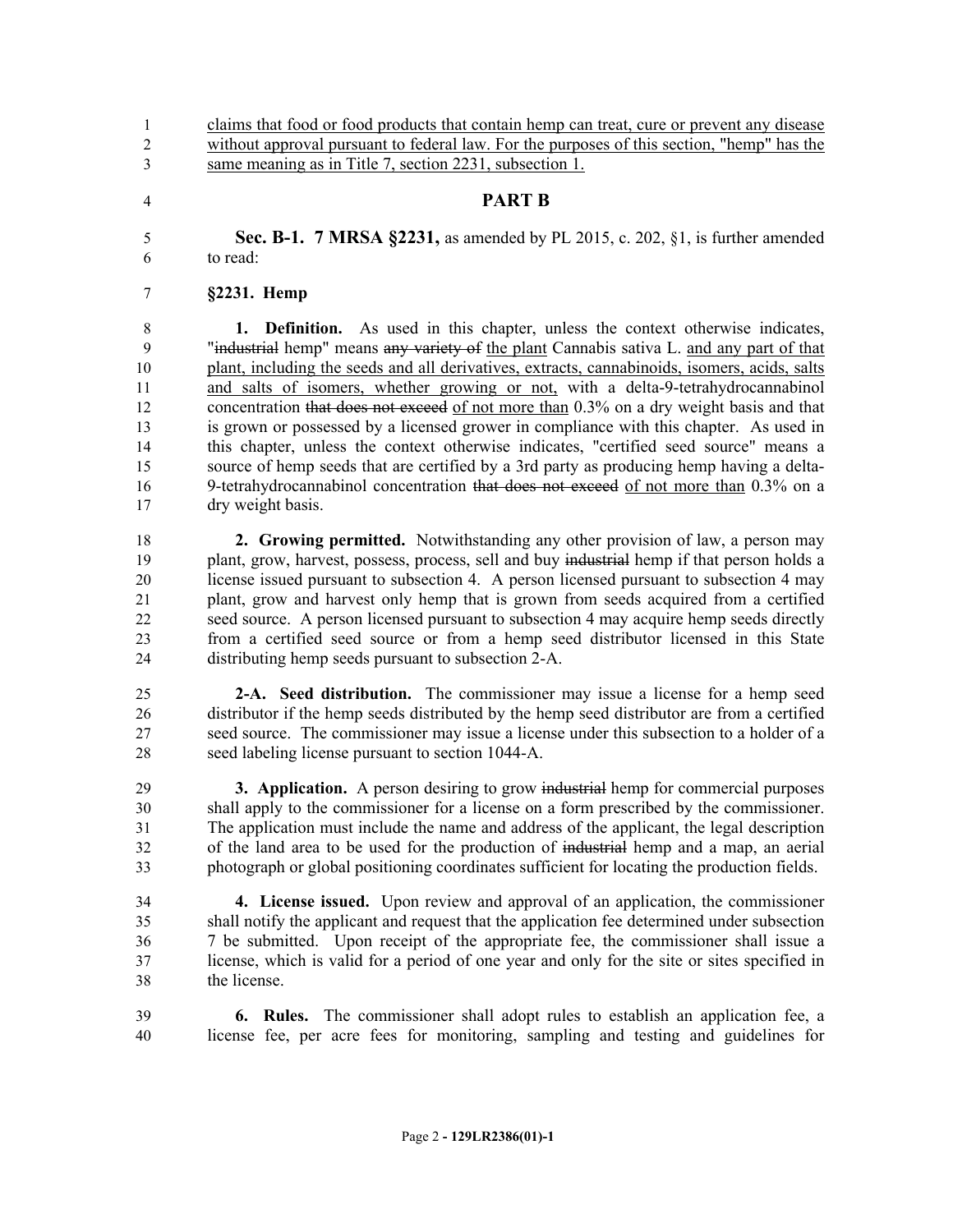claims that food or food products that contain hemp can treat, cure or prevent any disease without approval pursuant to federal law. For the purposes of this section, "hemp" has the same meaning as in Title 7, section 2231, subsection 1.

## PART B

**Sec. B-1. 7 MRSA §2231,** as amended by PL 2015, c. 202, §1, is further amended to read:

**§2231. Hemp**

**1. Definition.** As used in this chapter, unless the context otherwise indicates, "~~industrial~~ hemp" means ~~any variety of~~ the plant Cannabis sativa L. and any part of that plant, including the seeds and all derivatives, extracts, cannabinoids, isomers, acids, salts and salts of isomers, whether growing or not, with a delta-9-tetrahydrocannabinol concentration ~~that does not exceed~~ of not more than 0.3% on a dry weight basis and that is grown or possessed by a licensed grower in compliance with this chapter. As used in this chapter, unless the context otherwise indicates, "certified seed source" means a source of hemp seeds that are certified by a 3rd party as producing hemp having a delta-9-tetrahydrocannabinol concentration ~~that does not exceed~~ of not more than 0.3% on a dry weight basis.

**2. Growing permitted.** Notwithstanding any other provision of law, a person may plant, grow, harvest, possess, process, sell and buy ~~industrial~~ hemp if that person holds a license issued pursuant to subsection 4. A person licensed pursuant to subsection 4 may plant, grow and harvest only hemp that is grown from seeds acquired from a certified seed source. A person licensed pursuant to subsection 4 may acquire hemp seeds directly from a certified seed source or from a hemp seed distributor licensed in this State distributing hemp seeds pursuant to subsection 2-A.

**2-A. Seed distribution.** The commissioner may issue a license for a hemp seed distributor if the hemp seeds distributed by the hemp seed distributor are from a certified seed source. The commissioner may issue a license under this subsection to a holder of a seed labeling license pursuant to section 1044-A.

**3. Application.** A person desiring to grow ~~industrial~~ hemp for commercial purposes shall apply to the commissioner for a license on a form prescribed by the commissioner. The application must include the name and address of the applicant, the legal description of the land area to be used for the production of ~~industrial~~ hemp and a map, an aerial photograph or global positioning coordinates sufficient for locating the production fields.

**4. License issued.** Upon review and approval of an application, the commissioner shall notify the applicant and request that the application fee determined under subsection 7 be submitted. Upon receipt of the appropriate fee, the commissioner shall issue a license, which is valid for a period of one year and only for the site or sites specified in the license.

**6. Rules.** The commissioner shall adopt rules to establish an application fee, a license fee, per acre fees for monitoring, sampling and testing and guidelines for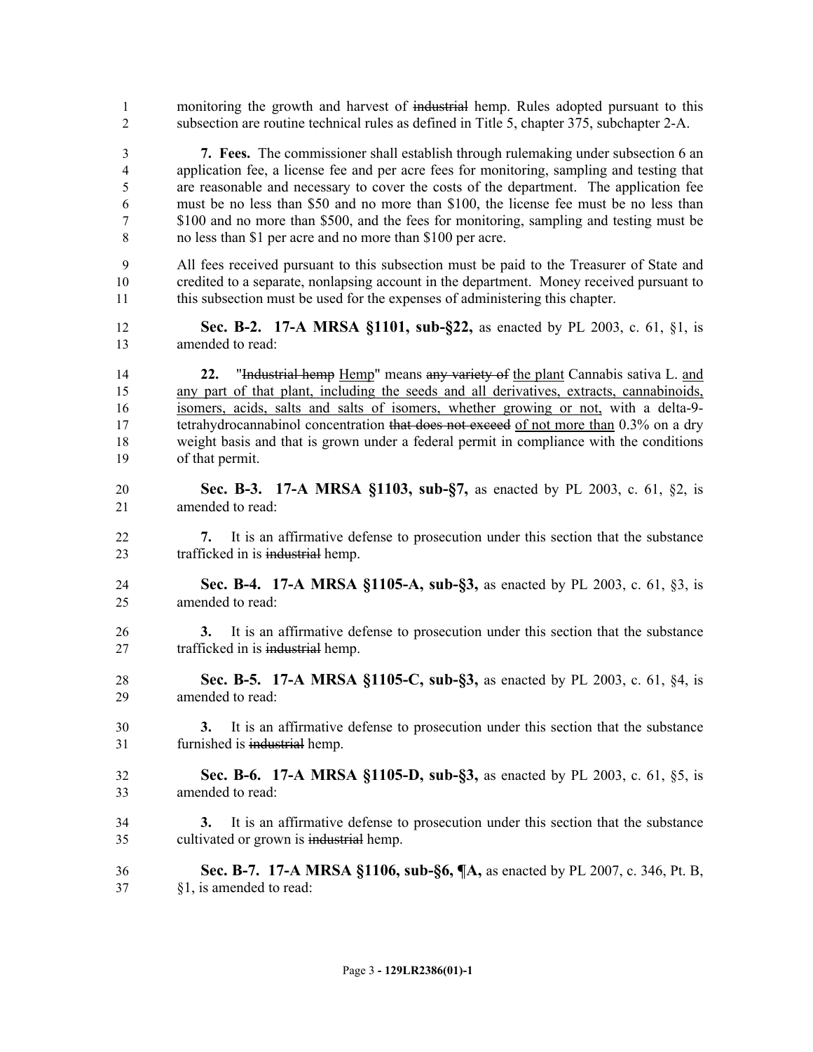monitoring the growth and harvest of ~~industrial~~ hemp. Rules adopted pursuant to this subsection are routine technical rules as defined in Title 5, chapter 375, subchapter 2-A.

**7. Fees.** The commissioner shall establish through rulemaking under subsection 6 an application fee, a license fee and per acre fees for monitoring, sampling and testing that are reasonable and necessary to cover the costs of the department. The application fee must be no less than $50 and no more than $100, the license fee must be no less than $100 and no more than $500, and the fees for monitoring, sampling and testing must be no less than $1 per acre and no more than $100 per acre.

All fees received pursuant to this subsection must be paid to the Treasurer of State and credited to a separate, nonlapsing account in the department. Money received pursuant to this subsection must be used for the expenses of administering this chapter.

**Sec. B-2. 17-A MRSA §1101, sub-§22,** as enacted by PL 2003, c. 61, §1, is amended to read:

**22.** "~~Industrial hemp~~ <u>Hemp</u>" means ~~any variety of~~ <u>the plant</u> Cannabis sativa L. <u>and any part of that plant, including the seeds and all derivatives, extracts, cannabinoids, isomers, acids, salts and salts of isomers, whether growing or not,</u> with a delta-9-tetrahydrocannabinol concentration ~~that does not exceed~~ <u>of not more than</u> 0.3% on a dry weight basis and that is grown under a federal permit in compliance with the conditions of that permit.

**Sec. B-3. 17-A MRSA §1103, sub-§7,** as enacted by PL 2003, c. 61, §2, is amended to read:

**7.** It is an affirmative defense to prosecution under this section that the substance trafficked in is ~~industrial~~ hemp.

**Sec. B-4. 17-A MRSA §1105-A, sub-§3,** as enacted by PL 2003, c. 61, §3, is amended to read:

**3.** It is an affirmative defense to prosecution under this section that the substance trafficked in is ~~industrial~~ hemp.

**Sec. B-5. 17-A MRSA §1105-C, sub-§3,** as enacted by PL 2003, c. 61, §4, is amended to read:

**3.** It is an affirmative defense to prosecution under this section that the substance furnished is ~~industrial~~ hemp.

**Sec. B-6. 17-A MRSA §1105-D, sub-§3,** as enacted by PL 2003, c. 61, §5, is amended to read:

**3.** It is an affirmative defense to prosecution under this section that the substance cultivated or grown is ~~industrial~~ hemp.

**Sec. B-7. 17-A MRSA §1106, sub-§6, ¶A,** as enacted by PL 2007, c. 346, Pt. B, §1, is amended to read: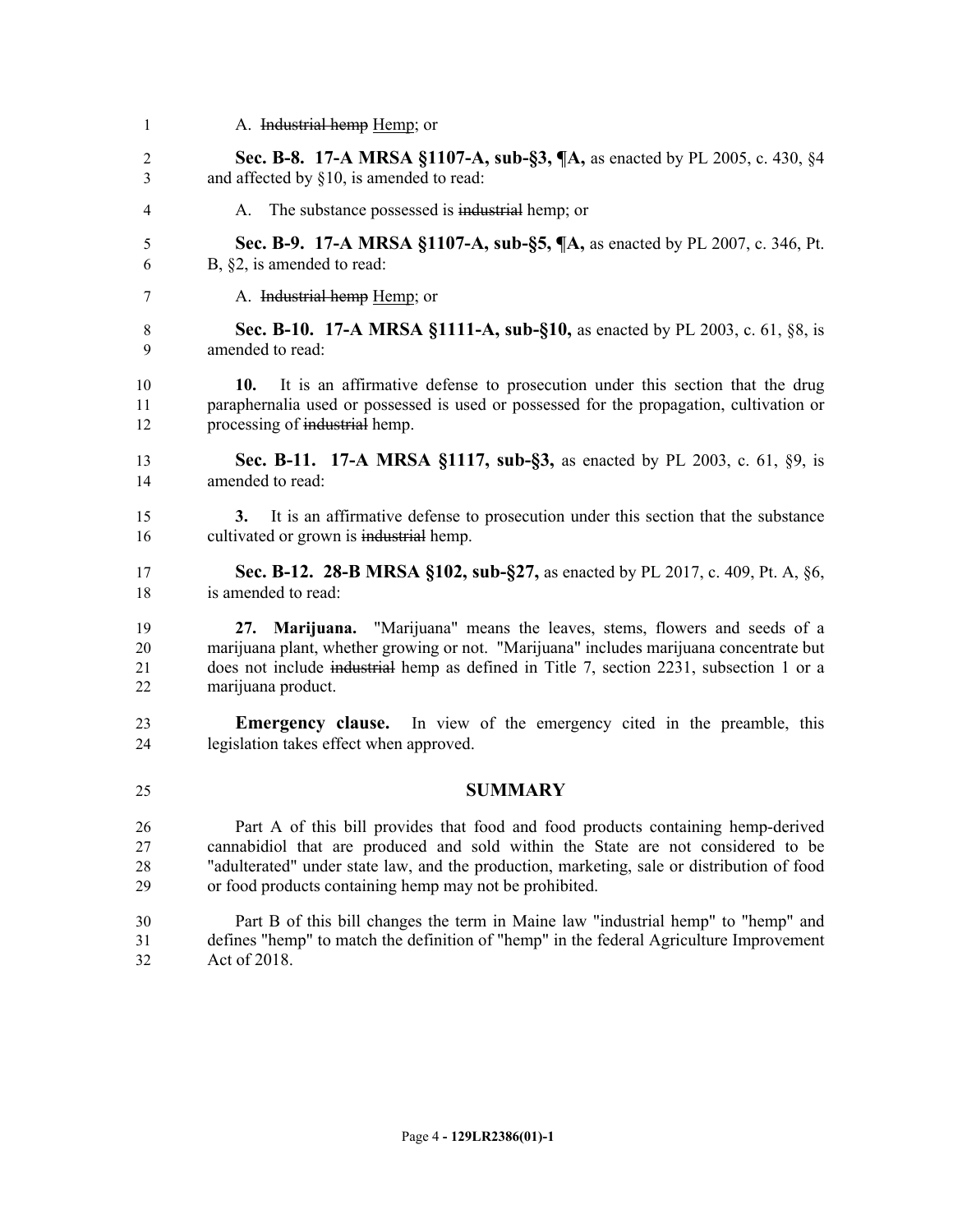A. ~~Industrial hemp~~ Hemp; or

**Sec. B-8. 17-A MRSA §1107-A, sub-§3, ¶A,** as enacted by PL 2005, c. 430, §4 and affected by §10, is amended to read:

A. The substance possessed is ~~industrial~~ hemp; or

**Sec. B-9. 17-A MRSA §1107-A, sub-§5, ¶A,** as enacted by PL 2007, c. 346, Pt. B, §2, is amended to read:

A. ~~Industrial hemp~~ Hemp; or

**Sec. B-10. 17-A MRSA §1111-A, sub-§10,** as enacted by PL 2003, c. 61, §8, is amended to read:

**10.** It is an affirmative defense to prosecution under this section that the drug paraphernalia used or possessed is used or possessed for the propagation, cultivation or processing of ~~industrial~~ hemp.

**Sec. B-11. 17-A MRSA §1117, sub-§3,** as enacted by PL 2003, c. 61, §9, is amended to read:

**3.** It is an affirmative defense to prosecution under this section that the substance cultivated or grown is ~~industrial~~ hemp.

**Sec. B-12. 28-B MRSA §102, sub-§27,** as enacted by PL 2017, c. 409, Pt. A, §6, is amended to read:

**27. Marijuana.** "Marijuana" means the leaves, stems, flowers and seeds of a marijuana plant, whether growing or not. "Marijuana" includes marijuana concentrate but does not include ~~industrial~~ hemp as defined in Title 7, section 2231, subsection 1 or a marijuana product.

**Emergency clause.** In view of the emergency cited in the preamble, this legislation takes effect when approved.

## SUMMARY

Part A of this bill provides that food and food products containing hemp-derived cannabidiol that are produced and sold within the State are not considered to be "adulterated" under state law, and the production, marketing, sale or distribution of food or food products containing hemp may not be prohibited.

Part B of this bill changes the term in Maine law "industrial hemp" to "hemp" and defines "hemp" to match the definition of "hemp" in the federal Agriculture Improvement Act of 2018.